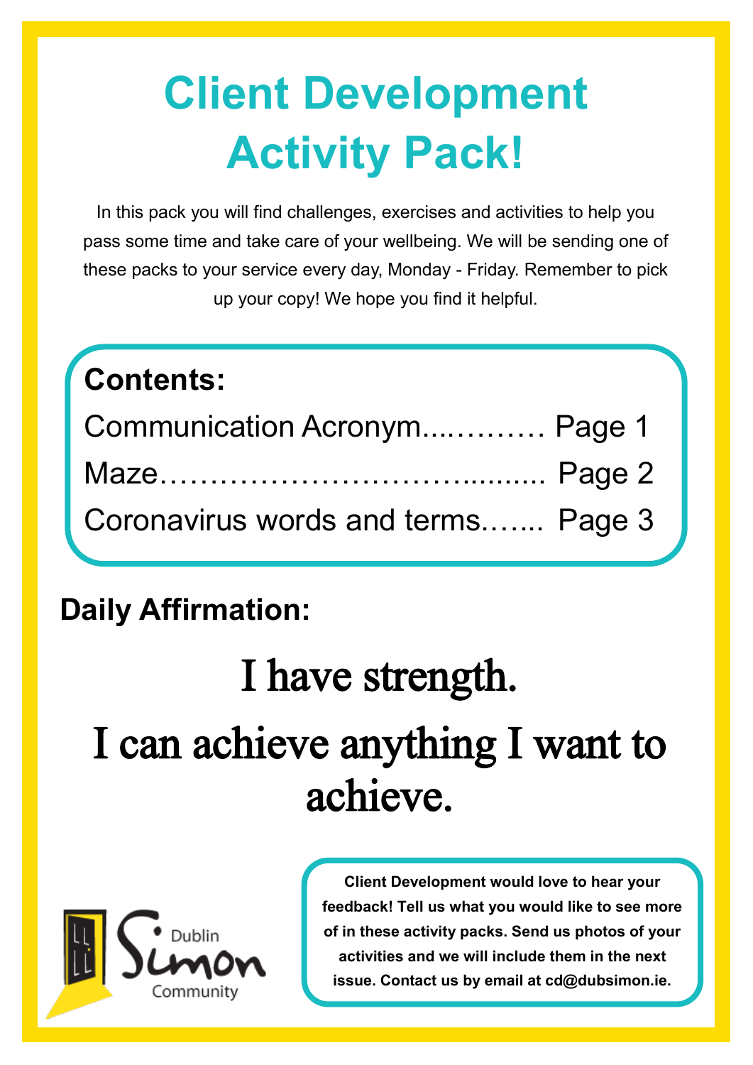# Client Development Activity Pack!

In this pack you will find challenges, exercises and activities to help you pass some time and take care of your wellbeing. We will be sending one of these packs to your service every day, Monday - Friday. Remember to pick up your copy! We hope you find it helpful.

**Contents:**

Communication Acronym............. Page 1

Maze…………………………......... Page 2

Coronavirus words and terms.…... Page 3

## Daily Affirmation:

# I have strength.

# I can achieve anything I want to achieve.

Dublin Simon Community

**Client Development would love to hear your feedback! Tell us what you would like to see more of in these activity packs. Send us photos of your activities and we will include them in the next issue. Contact us by email at cd@dubsimon.ie.**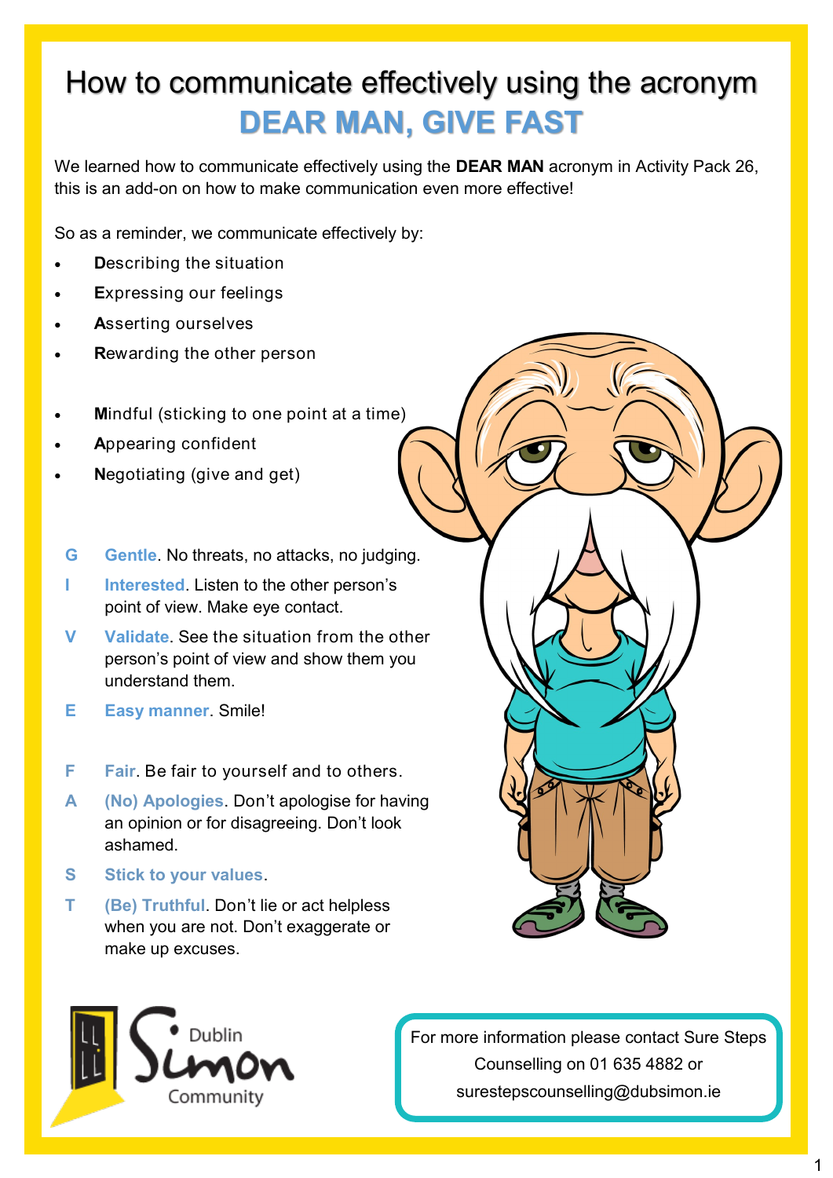# How to communicate effectively using the acronym DEAR MAN, GIVE FAST

We learned how to communicate effectively using the **DEAR MAN** acronym in Activity Pack 26, this is an add-on on how to make communication even more effective!

So as a reminder, we communicate effectively by:

- **D**escribing the situation
- **E**xpressing our feelings
- **A**sserting ourselves
- **R**ewarding the other person

- **M**indful (sticking to one point at a time)
- **A**ppearing confident
- **N**egotiating (give and get)

**G** **Gentle**. No threats, no attacks, no judging.

**I** **Interested**. Listen to the other person's point of view. Make eye contact.

**V** **Validate**. See the situation from the other person's point of view and show them you understand them.

**E** **Easy manner**. Smile!

**F** **Fair**. Be fair to yourself and to others.

**A** **(No) Apologies**. Don't apologise for having an opinion or for disagreeing. Don't look ashamed.

**S** **Stick to your values**.

**T** **(Be) Truthful**. Don't lie or act helpless when you are not. Don't exaggerate or make up excuses.

Dublin Simon Community

For more information please contact Sure Steps Counselling on 01 635 4882 or surestepscounselling@dubsimon.ie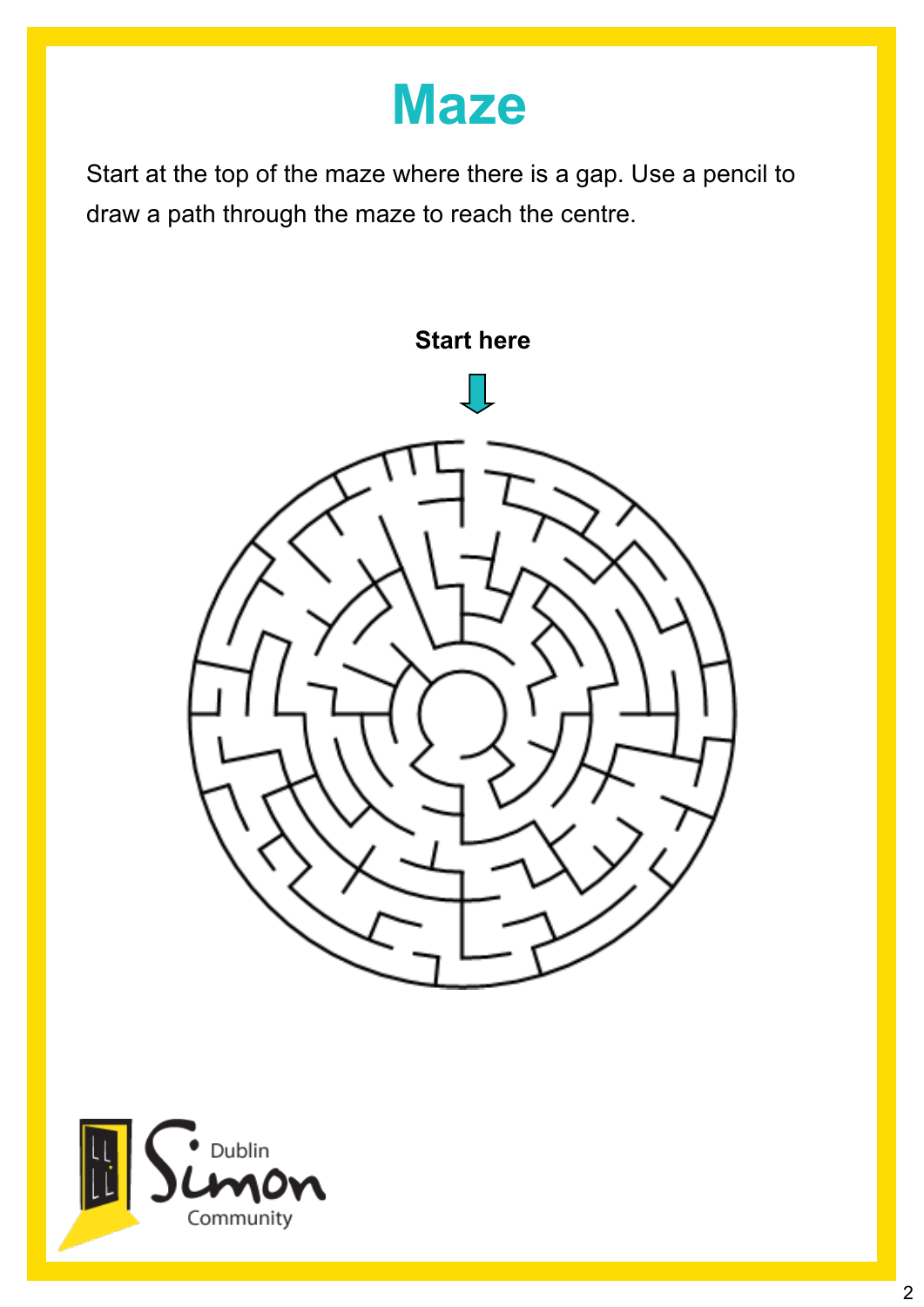# Maze

Start at the top of the maze where there is a gap. Use a pencil to draw a path through the maze to reach the centre.

**Start here**

Dublin Simon Community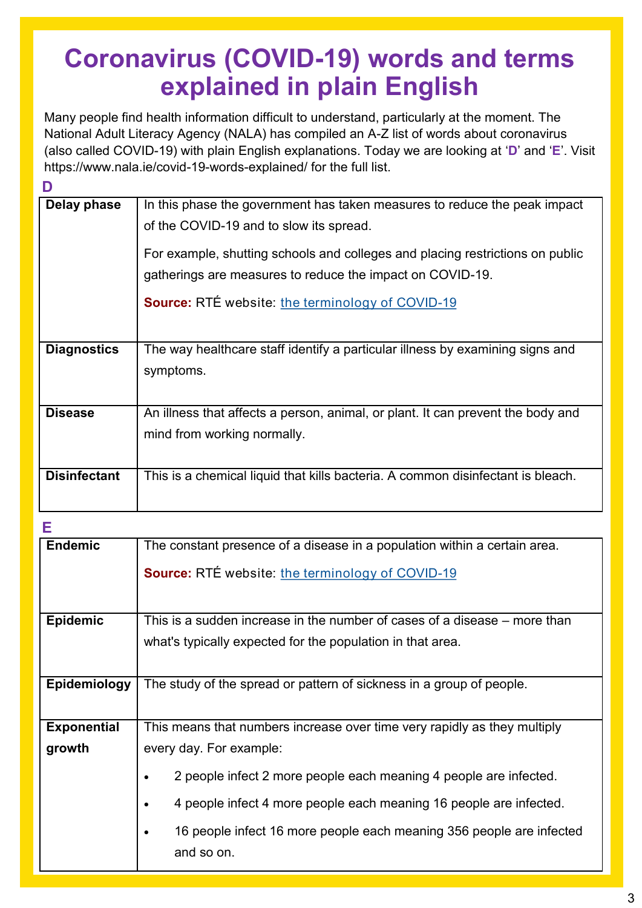# Coronavirus (COVID-19) words and terms explained in plain English

Many people find health information difficult to understand, particularly at the moment. The National Adult Literacy Agency (NALA) has compiled an A-Z list of words about coronavirus (also called COVID-19) with plain English explanations. Today we are looking at '**D**' and '**E**'. Visit https://www.nala.ie/covid-19-words-explained/ for the full list.

## D

| | |
|---|---|
| **Delay phase** | In this phase the government has taken measures to reduce the peak impact of the COVID-19 and to slow its spread.<br><br>For example, shutting schools and colleges and placing restrictions on public gatherings are measures to reduce the impact on COVID-19.<br><br>**Source:** RTÉ website: the terminology of COVID-19 |
| **Diagnostics** | The way healthcare staff identify a particular illness by examining signs and symptoms. |
| **Disease** | An illness that affects a person, animal, or plant. It can prevent the body and mind from working normally. |
| **Disinfectant** | This is a chemical liquid that kills bacteria. A common disinfectant is bleach. |

## E

| | |
|---|---|
| **Endemic** | The constant presence of a disease in a population within a certain area.<br><br>**Source:** RTÉ website: the terminology of COVID-19 |
| **Epidemic** | This is a sudden increase in the number of cases of a disease – more than what's typically expected for the population in that area. |
| **Epidemiology** | The study of the spread or pattern of sickness in a group of people. |
| **Exponential growth** | This means that numbers increase over time very rapidly as they multiply every day. For example:<br>• 2 people infect 2 more people each meaning 4 people are infected.<br>• 4 people infect 4 more people each meaning 16 people are infected.<br>• 16 people infect 16 more people each meaning 356 people are infected and so on. |